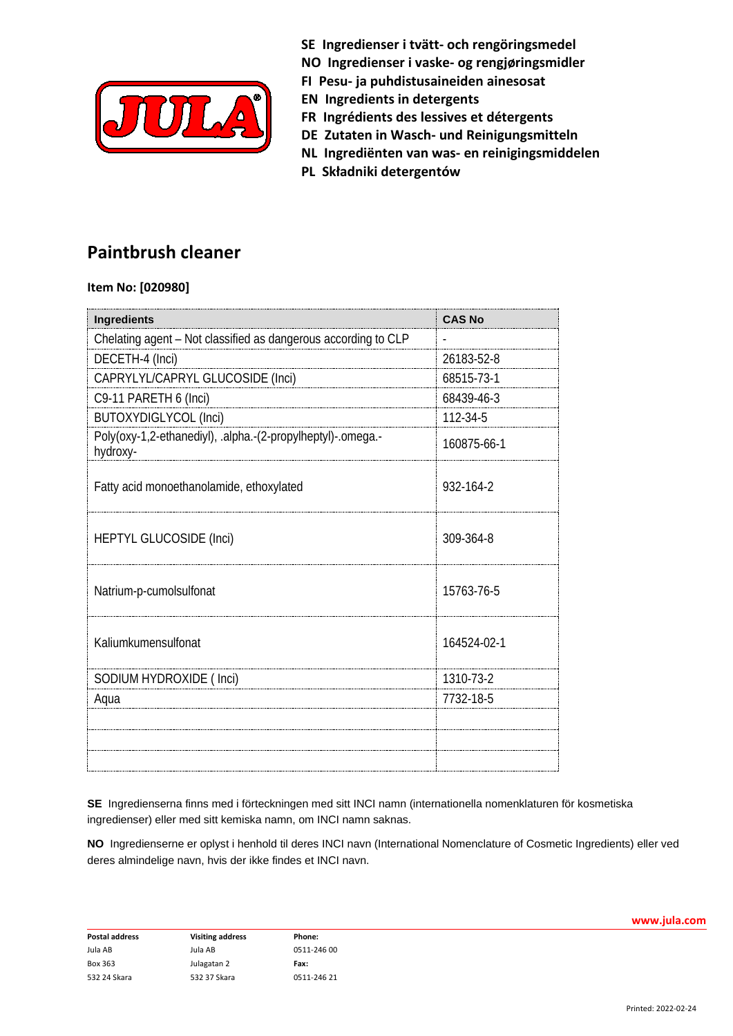**SE Ingredienser i tvätt- och rengöringsmedel**
**NO Ingredienser i vaske- og rengjøringsmidler**
**FI Pesu- ja puhdistusaineiden ainesosat**
**EN Ingredients in detergents**
**FR Ingrédients des lessives et détergents**
**DE Zutaten in Wasch- und Reinigungsmitteln**
**NL Ingrediënten van was- en reinigingsmiddelen**
**PL Składniki detergentów**

## Paintbrush cleaner

**Item No: [020980]**

| Ingredients | CAS No |
|---|---|
| Chelating agent – Not classified as dangerous according to CLP | - |
| DECETH-4 (Inci) | 26183-52-8 |
| CAPRYLYL/CAPRYL GLUCOSIDE (Inci) | 68515-73-1 |
| C9-11 PARETH 6 (Inci) | 68439-46-3 |
| BUTOXYDIGLYCOL (Inci) | 112-34-5 |
| Poly(oxy-1,2-ethanediyl), .alpha.-(2-propylheptyl)-.omega.-hydroxy- | 160875-66-1 |
| Fatty acid monoethanolamide, ethoxylated | 932-164-2 |
| HEPTYL GLUCOSIDE (Inci) | 309-364-8 |
| Natrium-p-cumolsulfonat | 15763-76-5 |
| Kaliumkumensulfonat | 164524-02-1 |
| SODIUM HYDROXIDE ( Inci) | 1310-73-2 |
| Aqua | 7732-18-5 |
| | |
| | |
| | |

**SE** Ingredienserna finns med i förteckningen med sitt INCI namn (internationella nomenklaturen för kosmetiska ingredienser) eller med sitt kemiska namn, om INCI namn saknas.

**NO** Ingredienserne er oplyst i henhold til deres INCI navn (International Nomenclature of Cosmetic Ingredients) eller ved deres almindelige navn, hvis der ikke findes et INCI navn.

www.jula.com

| Postal address | Visiting address | Phone: |
|---|---|---|
| Jula AB | Jula AB | 0511-246 00 |
| Box 363 | Julagatan 2 | Fax: |
| 532 24 Skara | 532 37 Skara | 0511-246 21 |

Printed: 2022-02-24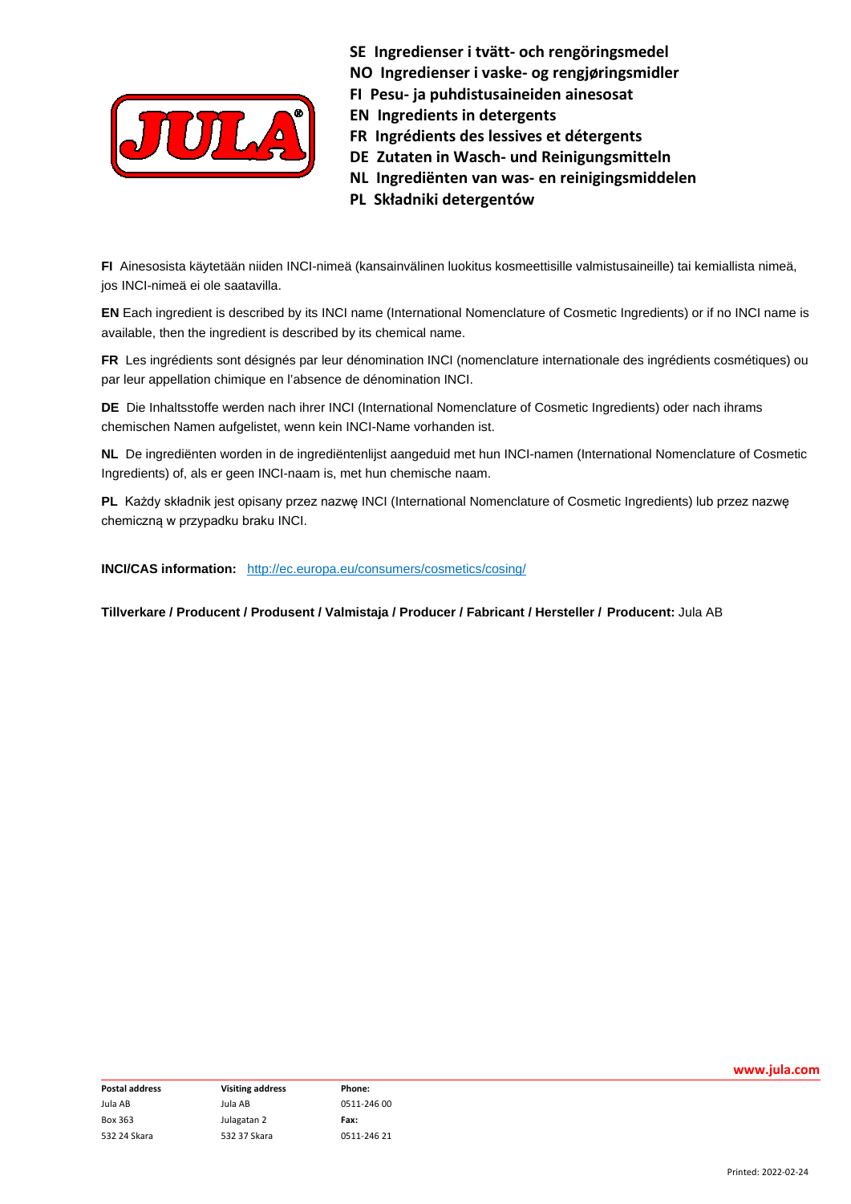**SE Ingredienser i tvätt- och rengöringsmedel**
**NO Ingredienser i vaske- og rengjøringsmidler**
**FI Pesu- ja puhdistusaineiden ainesosat**
**EN Ingredients in detergents**
**FR Ingrédients des lessives et détergents**
**DE Zutaten in Wasch- und Reinigungsmitteln**
**NL Ingrediënten van was- en reinigingsmiddelen**
**PL Składniki detergentów**

**FI** Ainesosista käytetään niiden INCI-nimeä (kansainvälinen luokitus kosmeettisille valmistusaineille) tai kemiallista nimeä, jos INCI-nimeä ei ole saatavilla.

**EN** Each ingredient is described by its INCI name (International Nomenclature of Cosmetic Ingredients) or if no INCI name is available, then the ingredient is described by its chemical name.

**FR** Les ingrédients sont désignés par leur dénomination INCI (nomenclature internationale des ingrédients cosmétiques) ou par leur appellation chimique en l'absence de dénomination INCI.

**DE** Die Inhaltsstoffe werden nach ihrer INCI (International Nomenclature of Cosmetic Ingredients) oder nach ihrams chemischen Namen aufgelistet, wenn kein INCI-Name vorhanden ist.

**NL** De ingrediënten worden in de ingrediëntenlijst aangeduid met hun INCI-namen (International Nomenclature of Cosmetic Ingredients) of, als er geen INCI-naam is, met hun chemische naam.

**PL** Każdy składnik jest opisany przez nazwę INCI (International Nomenclature of Cosmetic Ingredients) lub przez nazwę chemiczną w przypadku braku INCI.

**INCI/CAS information:** http://ec.europa.eu/consumers/cosmetics/cosing/

**Tillverkare / Producent / Produsent / Valmistaja / Producer / Fabricant / Hersteller / Producent:** Jula AB

www.jula.com

| **Postal address** | **Visiting address** | **Phone:** |
|---|---|---|
| Jula AB | Jula AB | 0511-246 00 |
| Box 363 | Julagatan 2 | **Fax:** |
| 532 24 Skara | 532 37 Skara | 0511-246 21 |

Printed: 2022-02-24